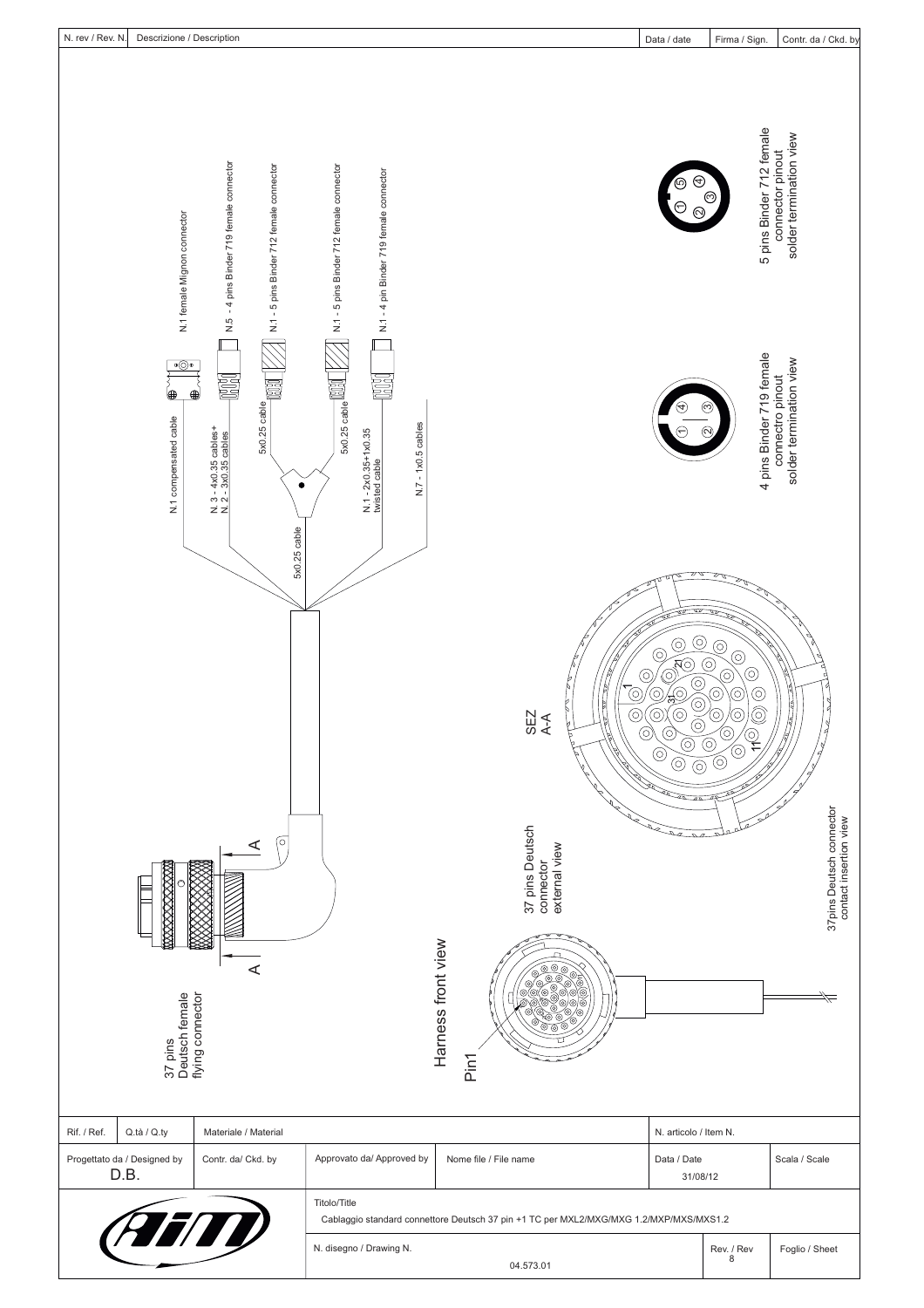| N. rev / Rev. N. | Descrizione / Description | Data / date | Firma / Sign. | Contr. da / Ckd. by |
|---|---|---|---|---|

N.1 female Mignon connector

N.5 - 4 pins Binder 719 female connector

N.1 - 5 pins Binder 712 female connector

N.1 - 5 pins Binder 712 female connector

N.1 - 4 pin Binder 719 female connector

N.1 compensated cable

N. 3 - 4x0.35 cables+
N. 2 - 3x0.35 cables

5x0.25 cable

5x0.25 cable

5x0.25 cable

N.1 - 2x0.35+1x0.35
twisted cable

N.7 - 1x0.5 cables

5 pins Binder 712 female
connector pinout
solder termination view

4 pins Binder 719 female
connectro pinout
solder termination view

SEZ
A-A

37 pins Deutsch
connector
external view

37pins Deutsch connector
contact insertion view

37 pins
Deutsch female
flying connector

Harness front view

Pin1

| Rif. / Ref. | Q.tà / Q.ty | Materiale / Material | | | N. articolo / Item N. | | |
|---|---|---|---|---|---|---|---|
| Progettato da / Designed by D.B. | Contr. da/ Ckd. by | Approvato da/ Approved by | Nome file / File name | | Data / Date 31/08/12 | | Scala / Scale |
| AIM | | Titolo/Title Cablaggio standard connettore Deutsch 37 pin +1 TC per MXL2/MXG/MXG 1.2/MXP/MXS/MXS1.2 | | | | | |
| | | N. disegno / Drawing N. 04.573.01 | | | | Rev. / Rev 8 | Foglio / Sheet |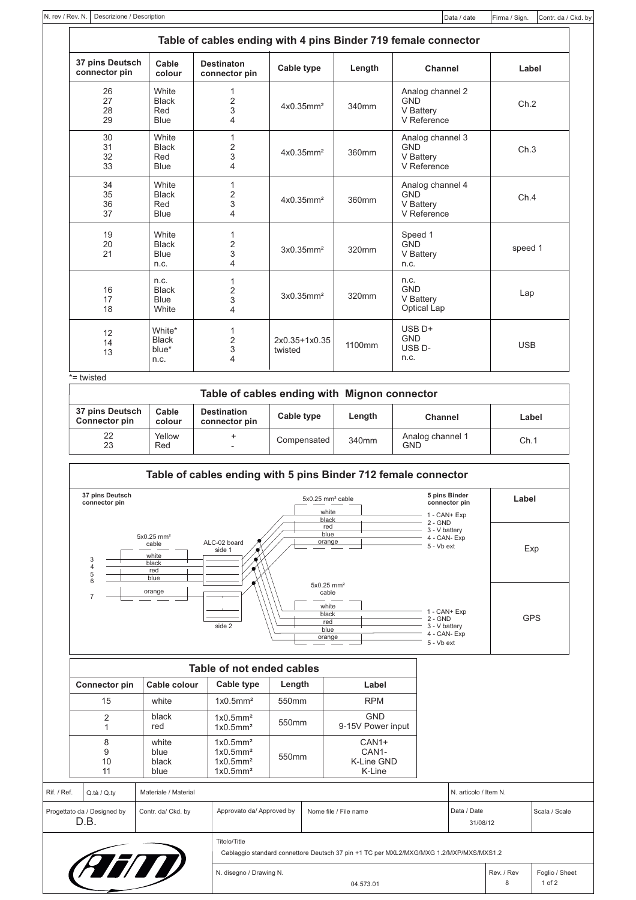## Table of cables ending with 4 pins Binder 719 female connector

| 37 pins Deutsch connector pin | Cable colour | Destinaton connector pin | Cable type | Length | Channel | Label |
|---|---|---|---|---|---|---|
| 26<br>27<br>28<br>29 | White<br>Black<br>Red<br>Blue | 1<br>2<br>3<br>4 | 4x0.35mm² | 340mm | Analog channel 2<br>GND<br>V Battery<br>V Reference | Ch.2 |
| 30<br>31<br>32<br>33 | White<br>Black<br>Red<br>Blue | 1<br>2<br>3<br>4 | 4x0.35mm² | 360mm | Analog channel 3<br>GND<br>V Battery<br>V Reference | Ch.3 |
| 34<br>35<br>36<br>37 | White<br>Black<br>Red<br>Blue | 1<br>2<br>3<br>4 | 4x0.35mm² | 360mm | Analog channel 4<br>GND<br>V Battery<br>V Reference | Ch.4 |
| 19<br>20<br>21 | White<br>Black<br>Blue<br>n.c. | 1<br>2<br>3<br>4 | 3x0.35mm² | 320mm | Speed 1<br>GND<br>V Battery<br>n.c. | speed 1 |
| 16<br>17<br>18 | n.c.<br>Black<br>Blue<br>White | 1<br>2<br>3<br>4 | 3x0.35mm² | 320mm | n.c.<br>GND<br>V Battery<br>Optical Lap | Lap |
| 12<br>14<br>13 | White*<br>Black<br>blue*<br>n.c. | 1<br>2<br>3<br>4 | 2x0.35+1x0.35 twisted | 1100mm | USB D+<br>GND<br>USB D-<br>n.c. | USB |

*= twisted

## Table of cables ending with Mignon connector

| 37 pins Deutsch Connector pin | Cable colour | Destination connector pin | Cable type | Length | Channel | Label |
|---|---|---|---|---|---|---|
| 22<br>23 | Yellow<br>Red | +<br>- | Compensated | 340mm | Analog channel 1<br>GND | Ch.1 |

## Table of cables ending with 5 pins Binder 712 female connector

37 pins Deutsch connector pin

3
4
5
6
7

5x0.25 mm² cable

white
black
red
blue
orange

ALC-02 board
side 1
side 2

5x0.25 mm² cable

white
black
red
blue
orange

5 pins Binder connector pin

1 - CAN+ Exp
2 - GND
3 - V battery
4 - CAN- Exp
5 - Vb ext

Label

Exp

GPS

## Table of not ended cables

| Connector pin | Cable colour | Cable type | Length | Label |
|---|---|---|---|---|
| 15 | white | 1x0.5mm² | 550mm | RPM |
| 2<br>1 | black<br>red | 1x0.5mm²<br>1x0.5mm² | 550mm | GND<br>9-15V Power input |
| 8<br>9<br>10<br>11 | white<br>blue<br>black<br>blue | 1x0.5mm²<br>1x0.5mm²<br>1x0.5mm²<br>1x0.5mm² | 550mm | CAN1+<br>CAN1-<br>K-Line GND<br>K-Line |

Progettato da / Designed by: D.B.

Data / Date: 31/08/12

Titolo/Title: Cablaggio standard connettore Deutsch 37 pin +1 TC per MXL2/MXG/MXG 1.2/MXP/MXS/MXS1.2

N. disegno / Drawing N.: 04.573.01

Rev. / Rev: 8

Foglio / Sheet: 1 of 2